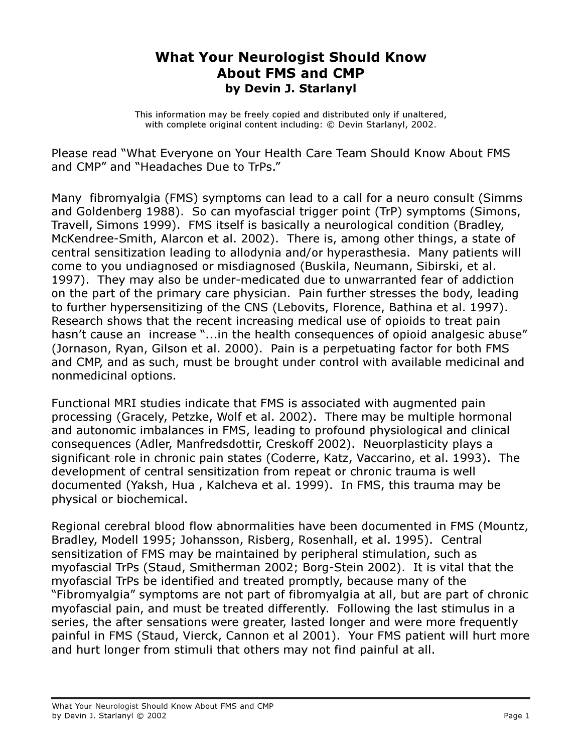# What Your Neurologist Should Know About FMS and CMP

**by Devin J. Starlanyl**

This information may be freely copied and distributed only if unaltered, with complete original content including: © Devin Starlanyl, 2002.

Please read "What Everyone on Your Health Care Team Should Know About FMS and CMP" and "Headaches Due to TrPs."

Many fibromyalgia (FMS) symptoms can lead to a call for a neuro consult (Simms and Goldenberg 1988). So can myofascial trigger point (TrP) symptoms (Simons, Travell, Simons 1999). FMS itself is basically a neurological condition (Bradley, McKendree-Smith, Alarcon et al. 2002). There is, among other things, a state of central sensitization leading to allodynia and/or hyperasthesia. Many patients will come to you undiagnosed or misdiagnosed (Buskila, Neumann, Sibirski, et al. 1997). They may also be under-medicated due to unwarranted fear of addiction on the part of the primary care physician. Pain further stresses the body, leading to further hypersensitizing of the CNS (Lebovits, Florence, Bathina et al. 1997). Research shows that the recent increasing medical use of opioids to treat pain hasn't cause an increase "...in the health consequences of opioid analgesic abuse" (Jornason, Ryan, Gilson et al. 2000). Pain is a perpetuating factor for both FMS and CMP, and as such, must be brought under control with available medicinal and nonmedicinal options.

Functional MRI studies indicate that FMS is associated with augmented pain processing (Gracely, Petzke, Wolf et al. 2002). There may be multiple hormonal and autonomic imbalances in FMS, leading to profound physiological and clinical consequences (Adler, Manfredsdottir, Creskoff 2002). Neuorplasticity plays a significant role in chronic pain states (Coderre, Katz, Vaccarino, et al. 1993). The development of central sensitization from repeat or chronic trauma is well documented (Yaksh, Hua , Kalcheva et al. 1999). In FMS, this trauma may be physical or biochemical.

Regional cerebral blood flow abnormalities have been documented in FMS (Mountz, Bradley, Modell 1995; Johansson, Risberg, Rosenhall, et al. 1995). Central sensitization of FMS may be maintained by peripheral stimulation, such as myofascial TrPs (Staud, Smitherman 2002; Borg-Stein 2002). It is vital that the myofascial TrPs be identified and treated promptly, because many of the "Fibromyalgia" symptoms are not part of fibromyalgia at all, but are part of chronic myofascial pain, and must be treated differently. Following the last stimulus in a series, the after sensations were greater, lasted longer and were more frequently painful in FMS (Staud, Vierck, Cannon et al 2001). Your FMS patient will hurt more and hurt longer from stimuli that others may not find painful at all.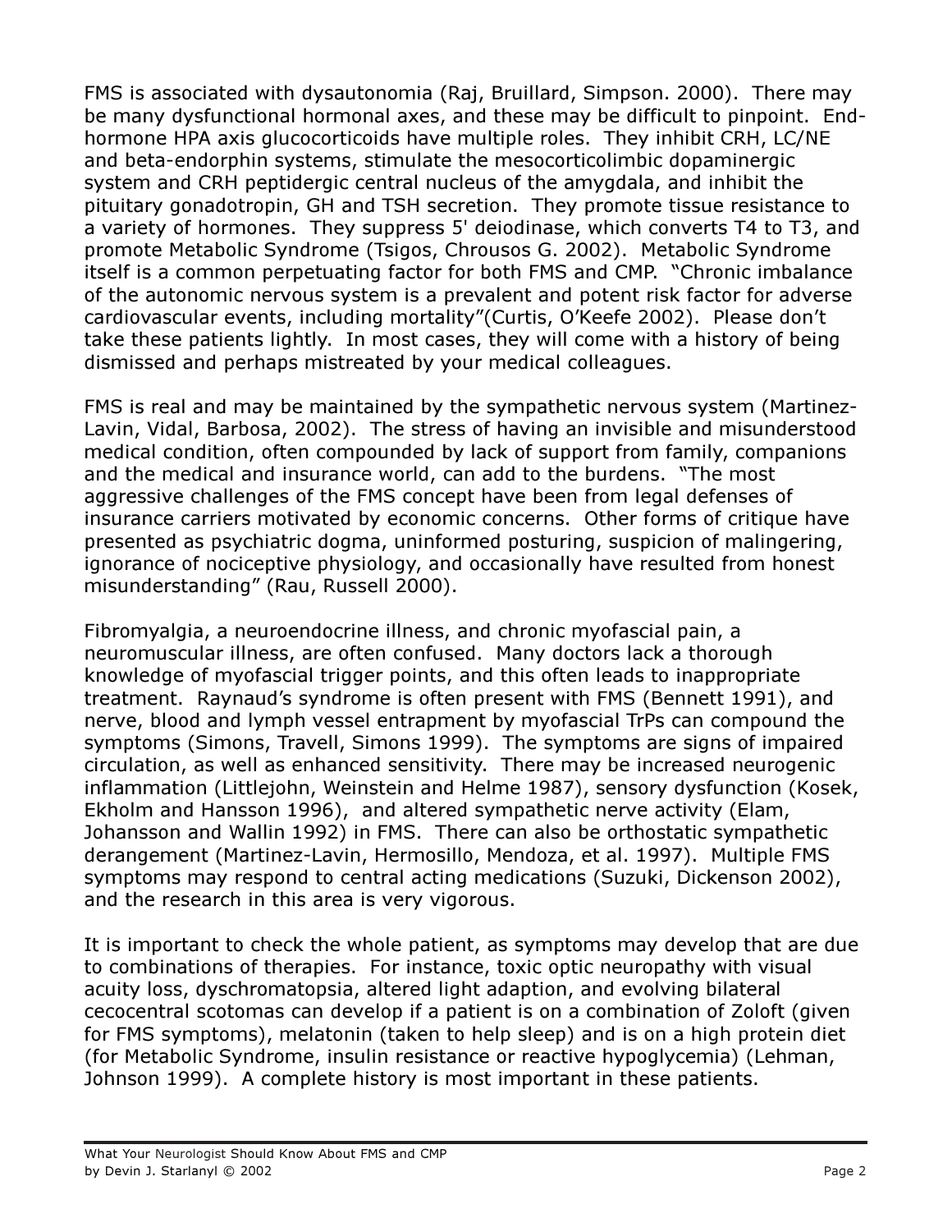FMS is associated with dysautonomia (Raj, Bruillard, Simpson. 2000). There may be many dysfunctional hormonal axes, and these may be difficult to pinpoint. End-hormone HPA axis glucocorticoids have multiple roles. They inhibit CRH, LC/NE and beta-endorphin systems, stimulate the mesocorticolimbic dopaminergic system and CRH peptidergic central nucleus of the amygdala, and inhibit the pituitary gonadotropin, GH and TSH secretion. They promote tissue resistance to a variety of hormones. They suppress 5' deiodinase, which converts T4 to T3, and promote Metabolic Syndrome (Tsigos, Chrousos G. 2002). Metabolic Syndrome itself is a common perpetuating factor for both FMS and CMP. "Chronic imbalance of the autonomic nervous system is a prevalent and potent risk factor for adverse cardiovascular events, including mortality"(Curtis, O'Keefe 2002). Please don't take these patients lightly. In most cases, they will come with a history of being dismissed and perhaps mistreated by your medical colleagues.

FMS is real and may be maintained by the sympathetic nervous system (Martinez-Lavin, Vidal, Barbosa, 2002). The stress of having an invisible and misunderstood medical condition, often compounded by lack of support from family, companions and the medical and insurance world, can add to the burdens. "The most aggressive challenges of the FMS concept have been from legal defenses of insurance carriers motivated by economic concerns. Other forms of critique have presented as psychiatric dogma, uninformed posturing, suspicion of malingering, ignorance of nociceptive physiology, and occasionally have resulted from honest misunderstanding" (Rau, Russell 2000).

Fibromyalgia, a neuroendocrine illness, and chronic myofascial pain, a neuromuscular illness, are often confused. Many doctors lack a thorough knowledge of myofascial trigger points, and this often leads to inappropriate treatment. Raynaud's syndrome is often present with FMS (Bennett 1991), and nerve, blood and lymph vessel entrapment by myofascial TrPs can compound the symptoms (Simons, Travell, Simons 1999). The symptoms are signs of impaired circulation, as well as enhanced sensitivity. There may be increased neurogenic inflammation (Littlejohn, Weinstein and Helme 1987), sensory dysfunction (Kosek, Ekholm and Hansson 1996), and altered sympathetic nerve activity (Elam, Johansson and Wallin 1992) in FMS. There can also be orthostatic sympathetic derangement (Martinez-Lavin, Hermosillo, Mendoza, et al. 1997). Multiple FMS symptoms may respond to central acting medications (Suzuki, Dickenson 2002), and the research in this area is very vigorous.

It is important to check the whole patient, as symptoms may develop that are due to combinations of therapies. For instance, toxic optic neuropathy with visual acuity loss, dyschromatopsia, altered light adaption, and evolving bilateral cecocentral scotomas can develop if a patient is on a combination of Zoloft (given for FMS symptoms), melatonin (taken to help sleep) and is on a high protein diet (for Metabolic Syndrome, insulin resistance or reactive hypoglycemia) (Lehman, Johnson 1999). A complete history is most important in these patients.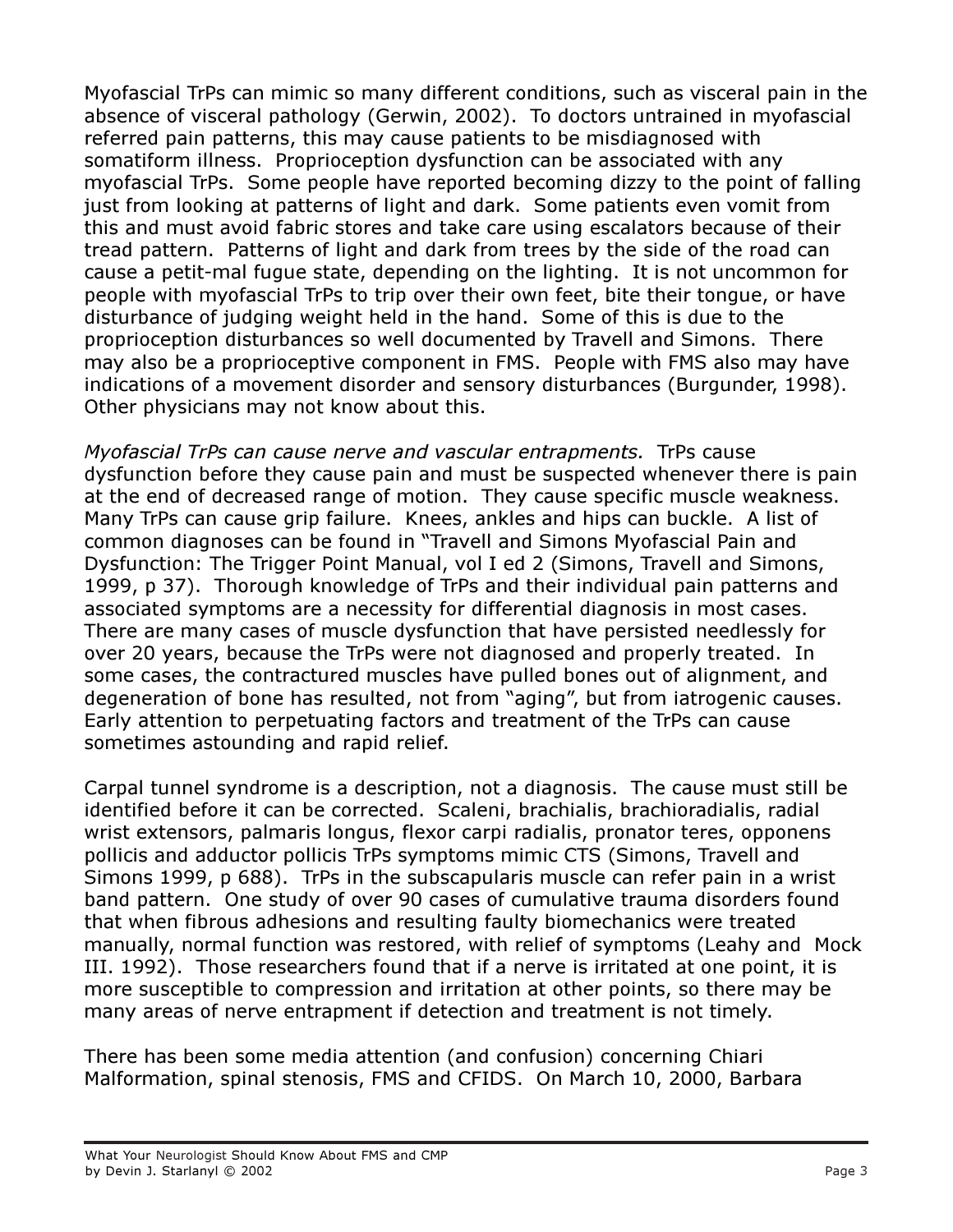Myofascial TrPs can mimic so many different conditions, such as visceral pain in the absence of visceral pathology (Gerwin, 2002). To doctors untrained in myofascial referred pain patterns, this may cause patients to be misdiagnosed with somatiform illness. Proprioception dysfunction can be associated with any myofascial TrPs. Some people have reported becoming dizzy to the point of falling just from looking at patterns of light and dark. Some patients even vomit from this and must avoid fabric stores and take care using escalators because of their tread pattern. Patterns of light and dark from trees by the side of the road can cause a petit-mal fugue state, depending on the lighting. It is not uncommon for people with myofascial TrPs to trip over their own feet, bite their tongue, or have disturbance of judging weight held in the hand. Some of this is due to the proprioception disturbances so well documented by Travell and Simons. There may also be a proprioceptive component in FMS. People with FMS also may have indications of a movement disorder and sensory disturbances (Burgunder, 1998). Other physicians may not know about this.

*Myofascial TrPs can cause nerve and vascular entrapments.* TrPs cause dysfunction before they cause pain and must be suspected whenever there is pain at the end of decreased range of motion. They cause specific muscle weakness. Many TrPs can cause grip failure. Knees, ankles and hips can buckle. A list of common diagnoses can be found in "Travell and Simons Myofascial Pain and Dysfunction: The Trigger Point Manual, vol I ed 2 (Simons, Travell and Simons, 1999, p 37). Thorough knowledge of TrPs and their individual pain patterns and associated symptoms are a necessity for differential diagnosis in most cases. There are many cases of muscle dysfunction that have persisted needlessly for over 20 years, because the TrPs were not diagnosed and properly treated. In some cases, the contractured muscles have pulled bones out of alignment, and degeneration of bone has resulted, not from "aging", but from iatrogenic causes. Early attention to perpetuating factors and treatment of the TrPs can cause sometimes astounding and rapid relief.

Carpal tunnel syndrome is a description, not a diagnosis. The cause must still be identified before it can be corrected. Scaleni, brachialis, brachioradialis, radial wrist extensors, palmaris longus, flexor carpi radialis, pronator teres, opponens pollicis and adductor pollicis TrPs symptoms mimic CTS (Simons, Travell and Simons 1999, p 688). TrPs in the subscapularis muscle can refer pain in a wrist band pattern. One study of over 90 cases of cumulative trauma disorders found that when fibrous adhesions and resulting faulty biomechanics were treated manually, normal function was restored, with relief of symptoms (Leahy and Mock III. 1992). Those researchers found that if a nerve is irritated at one point, it is more susceptible to compression and irritation at other points, so there may be many areas of nerve entrapment if detection and treatment is not timely.

There has been some media attention (and confusion) concerning Chiari Malformation, spinal stenosis, FMS and CFIDS. On March 10, 2000, Barbara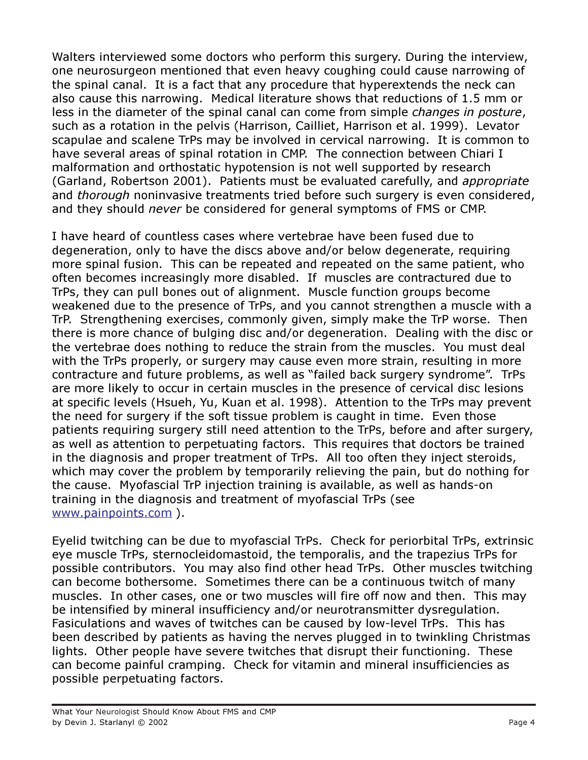Walters interviewed some doctors who perform this surgery. During the interview, one neurosurgeon mentioned that even heavy coughing could cause narrowing of the spinal canal. It is a fact that any procedure that hyperextends the neck can also cause this narrowing. Medical literature shows that reductions of 1.5 mm or less in the diameter of the spinal canal can come from simple *changes in posture*, such as a rotation in the pelvis (Harrison, Cailliet, Harrison et al. 1999). Levator scapulae and scalene TrPs may be involved in cervical narrowing. It is common to have several areas of spinal rotation in CMP. The connection between Chiari I malformation and orthostatic hypotension is not well supported by research (Garland, Robertson 2001). Patients must be evaluated carefully, and *appropriate* and *thorough* noninvasive treatments tried before such surgery is even considered, and they should *never* be considered for general symptoms of FMS or CMP.

I have heard of countless cases where vertebrae have been fused due to degeneration, only to have the discs above and/or below degenerate, requiring more spinal fusion. This can be repeated and repeated on the same patient, who often becomes increasingly more disabled. If muscles are contractured due to TrPs, they can pull bones out of alignment. Muscle function groups become weakened due to the presence of TrPs, and you cannot strengthen a muscle with a TrP. Strengthening exercises, commonly given, simply make the TrP worse. Then there is more chance of bulging disc and/or degeneration. Dealing with the disc or the vertebrae does nothing to reduce the strain from the muscles. You must deal with the TrPs properly, or surgery may cause even more strain, resulting in more contracture and future problems, as well as "failed back surgery syndrome". TrPs are more likely to occur in certain muscles in the presence of cervical disc lesions at specific levels (Hsueh, Yu, Kuan et al. 1998). Attention to the TrPs may prevent the need for surgery if the soft tissue problem is caught in time. Even those patients requiring surgery still need attention to the TrPs, before and after surgery, as well as attention to perpetuating factors. This requires that doctors be trained in the diagnosis and proper treatment of TrPs. All too often they inject steroids, which may cover the problem by temporarily relieving the pain, but do nothing for the cause. Myofascial TrP injection training is available, as well as hands-on training in the diagnosis and treatment of myofascial TrPs (see www.painpoints.com ).

Eyelid twitching can be due to myofascial TrPs. Check for periorbital TrPs, extrinsic eye muscle TrPs, sternocleidomastoid, the temporalis, and the trapezius TrPs for possible contributors. You may also find other head TrPs. Other muscles twitching can become bothersome. Sometimes there can be a continuous twitch of many muscles. In other cases, one or two muscles will fire off now and then. This may be intensified by mineral insufficiency and/or neurotransmitter dysregulation. Fasiculations and waves of twitches can be caused by low-level TrPs. This has been described by patients as having the nerves plugged in to twinkling Christmas lights. Other people have severe twitches that disrupt their functioning. These can become painful cramping. Check for vitamin and mineral insufficiencies as possible perpetuating factors.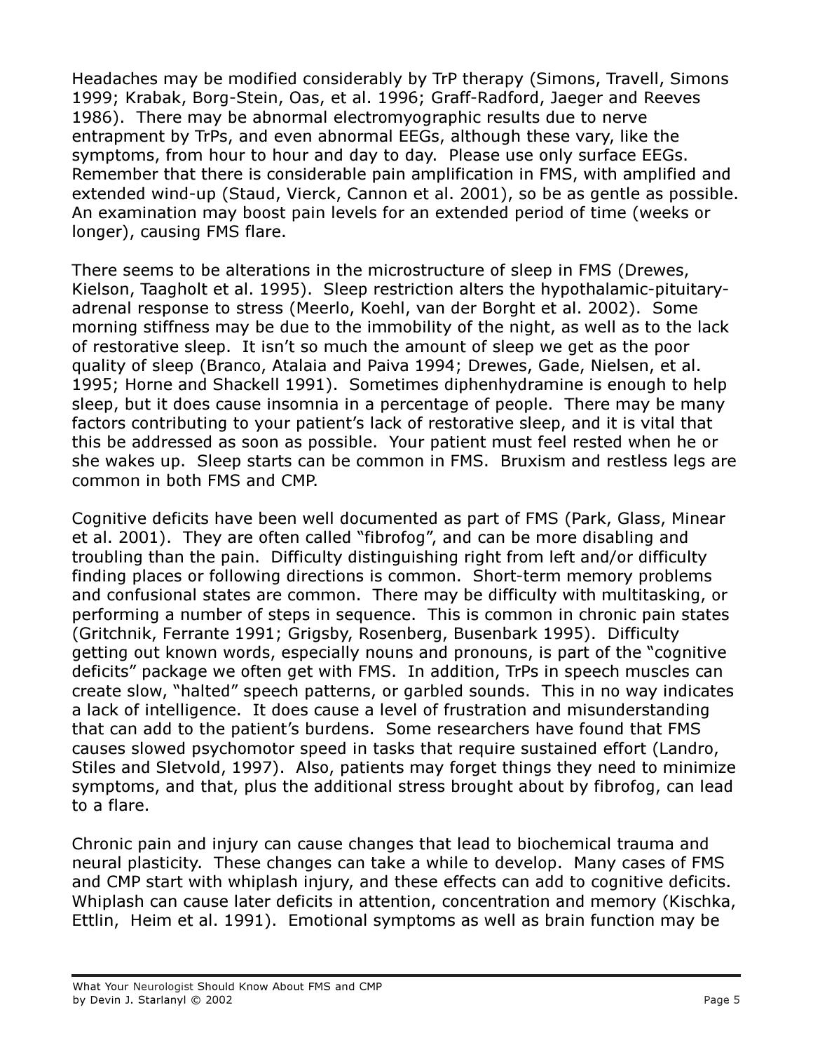Headaches may be modified considerably by TrP therapy (Simons, Travell, Simons 1999; Krabak, Borg-Stein, Oas, et al. 1996; Graff-Radford, Jaeger and Reeves 1986). There may be abnormal electromyographic results due to nerve entrapment by TrPs, and even abnormal EEGs, although these vary, like the symptoms, from hour to hour and day to day. Please use only surface EEGs. Remember that there is considerable pain amplification in FMS, with amplified and extended wind-up (Staud, Vierck, Cannon et al. 2001), so be as gentle as possible. An examination may boost pain levels for an extended period of time (weeks or longer), causing FMS flare.

There seems to be alterations in the microstructure of sleep in FMS (Drewes, Kielson, Taagholt et al. 1995). Sleep restriction alters the hypothalamic-pituitary-adrenal response to stress (Meerlo, Koehl, van der Borght et al. 2002). Some morning stiffness may be due to the immobility of the night, as well as to the lack of restorative sleep. It isn't so much the amount of sleep we get as the poor quality of sleep (Branco, Atalaia and Paiva 1994; Drewes, Gade, Nielsen, et al. 1995; Horne and Shackell 1991). Sometimes diphenhydramine is enough to help sleep, but it does cause insomnia in a percentage of people. There may be many factors contributing to your patient's lack of restorative sleep, and it is vital that this be addressed as soon as possible. Your patient must feel rested when he or she wakes up. Sleep starts can be common in FMS. Bruxism and restless legs are common in both FMS and CMP.

Cognitive deficits have been well documented as part of FMS (Park, Glass, Minear et al. 2001). They are often called "fibrofog", and can be more disabling and troubling than the pain. Difficulty distinguishing right from left and/or difficulty finding places or following directions is common. Short-term memory problems and confusional states are common. There may be difficulty with multitasking, or performing a number of steps in sequence. This is common in chronic pain states (Gritchnik, Ferrante 1991; Grigsby, Rosenberg, Busenbark 1995). Difficulty getting out known words, especially nouns and pronouns, is part of the "cognitive deficits" package we often get with FMS. In addition, TrPs in speech muscles can create slow, "halted" speech patterns, or garbled sounds. This in no way indicates a lack of intelligence. It does cause a level of frustration and misunderstanding that can add to the patient's burdens. Some researchers have found that FMS causes slowed psychomotor speed in tasks that require sustained effort (Landro, Stiles and Sletvold, 1997). Also, patients may forget things they need to minimize symptoms, and that, plus the additional stress brought about by fibrofog, can lead to a flare.

Chronic pain and injury can cause changes that lead to biochemical trauma and neural plasticity. These changes can take a while to develop. Many cases of FMS and CMP start with whiplash injury, and these effects can add to cognitive deficits. Whiplash can cause later deficits in attention, concentration and memory (Kischka, Ettlin, Heim et al. 1991). Emotional symptoms as well as brain function may be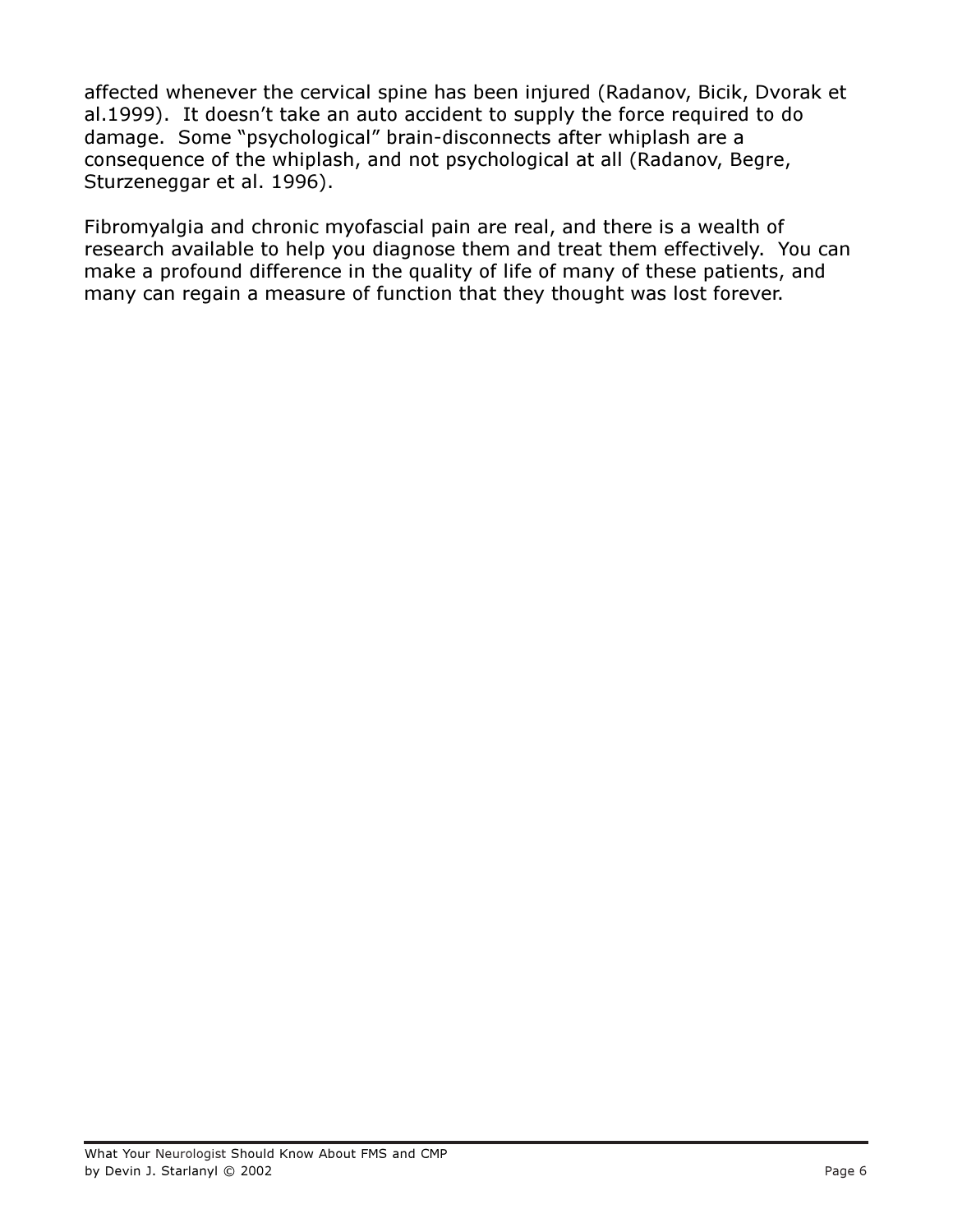affected whenever the cervical spine has been injured (Radanov, Bicik, Dvorak et al.1999). It doesn't take an auto accident to supply the force required to do damage. Some "psychological" brain-disconnects after whiplash are a consequence of the whiplash, and not psychological at all (Radanov, Begre, Sturzeneggar et al. 1996).

Fibromyalgia and chronic myofascial pain are real, and there is a wealth of research available to help you diagnose them and treat them effectively. You can make a profound difference in the quality of life of many of these patients, and many can regain a measure of function that they thought was lost forever.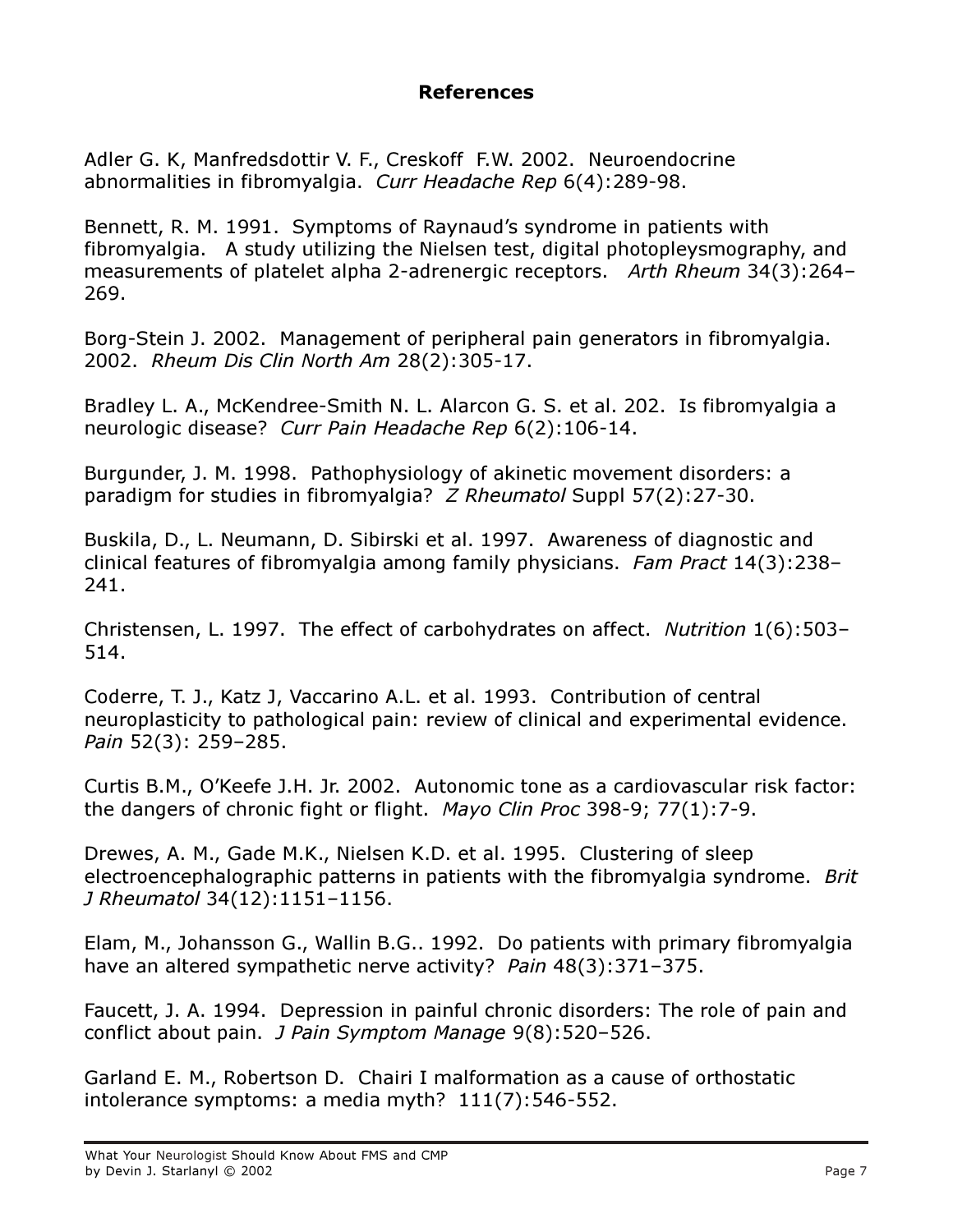## References

Adler G. K, Manfredsdottir V. F., Creskoff F.W. 2002. Neuroendocrine abnormalities in fibromyalgia. *Curr Headache Rep* 6(4):289-98.

Bennett, R. M. 1991. Symptoms of Raynaud's syndrome in patients with fibromyalgia. A study utilizing the Nielsen test, digital photopleysmography, and measurements of platelet alpha 2-adrenergic receptors. *Arth Rheum* 34(3):264–269.

Borg-Stein J. 2002. Management of peripheral pain generators in fibromyalgia. 2002. *Rheum Dis Clin North Am* 28(2):305-17.

Bradley L. A., McKendree-Smith N. L. Alarcon G. S. et al. 202. Is fibromyalgia a neurologic disease? *Curr Pain Headache Rep* 6(2):106-14.

Burgunder, J. M. 1998. Pathophysiology of akinetic movement disorders: a paradigm for studies in fibromyalgia? *Z Rheumatol* Suppl 57(2):27-30.

Buskila, D., L. Neumann, D. Sibirski et al. 1997. Awareness of diagnostic and clinical features of fibromyalgia among family physicians. *Fam Pract* 14(3):238–241.

Christensen, L. 1997. The effect of carbohydrates on affect. *Nutrition* 1(6):503–514.

Coderre, T. J., Katz J, Vaccarino A.L. et al. 1993. Contribution of central neuroplasticity to pathological pain: review of clinical and experimental evidence. *Pain* 52(3): 259–285.

Curtis B.M., O'Keefe J.H. Jr. 2002. Autonomic tone as a cardiovascular risk factor: the dangers of chronic fight or flight. *Mayo Clin Proc* 398-9; 77(1):7-9.

Drewes, A. M., Gade M.K., Nielsen K.D. et al. 1995. Clustering of sleep electroencephalographic patterns in patients with the fibromyalgia syndrome. *Brit J Rheumatol* 34(12):1151–1156.

Elam, M., Johansson G., Wallin B.G.. 1992. Do patients with primary fibromyalgia have an altered sympathetic nerve activity? *Pain* 48(3):371–375.

Faucett, J. A. 1994. Depression in painful chronic disorders: The role of pain and conflict about pain. *J Pain Symptom Manage* 9(8):520–526.

Garland E. M., Robertson D. Chairi I malformation as a cause of orthostatic intolerance symptoms: a media myth? 111(7):546-552.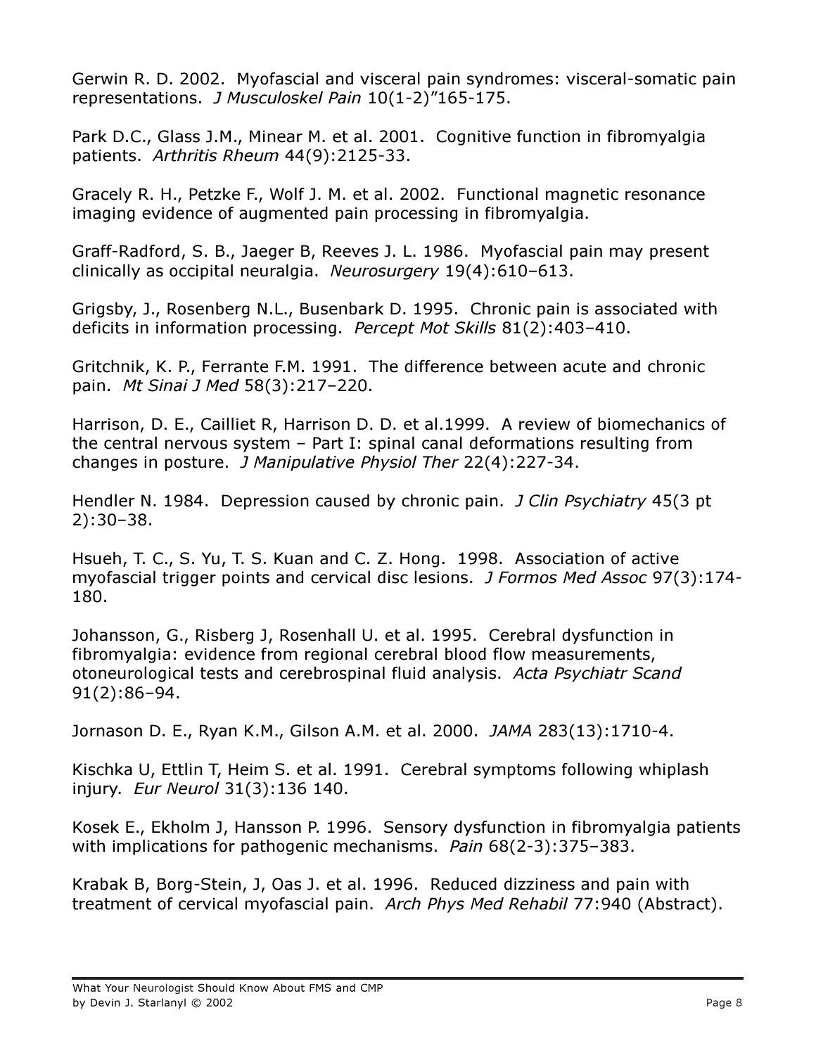Gerwin R. D. 2002. Myofascial and visceral pain syndromes: visceral-somatic pain representations. *J Musculoskel Pain* 10(1-2)"165-175.

Park D.C., Glass J.M., Minear M. et al. 2001. Cognitive function in fibromyalgia patients. *Arthritis Rheum* 44(9):2125-33.

Gracely R. H., Petzke F., Wolf J. M. et al. 2002. Functional magnetic resonance imaging evidence of augmented pain processing in fibromyalgia.

Graff-Radford, S. B., Jaeger B, Reeves J. L. 1986. Myofascial pain may present clinically as occipital neuralgia. *Neurosurgery* 19(4):610–613.

Grigsby, J., Rosenberg N.L., Busenbark D. 1995. Chronic pain is associated with deficits in information processing. *Percept Mot Skills* 81(2):403–410.

Gritchnik, K. P., Ferrante F.M. 1991. The difference between acute and chronic pain. *Mt Sinai J Med* 58(3):217–220.

Harrison, D. E., Cailliet R, Harrison D. D. et al.1999. A review of biomechanics of the central nervous system – Part I: spinal canal deformations resulting from changes in posture. *J Manipulative Physiol Ther* 22(4):227-34.

Hendler N. 1984. Depression caused by chronic pain. *J Clin Psychiatry* 45(3 pt 2):30–38.

Hsueh, T. C., S. Yu, T. S. Kuan and C. Z. Hong. 1998. Association of active myofascial trigger points and cervical disc lesions. *J Formos Med Assoc* 97(3):174-180.

Johansson, G., Risberg J, Rosenhall U. et al. 1995. Cerebral dysfunction in fibromyalgia: evidence from regional cerebral blood flow measurements, otoneurological tests and cerebrospinal fluid analysis. *Acta Psychiatr Scand* 91(2):86–94.

Jornason D. E., Ryan K.M., Gilson A.M. et al. 2000. *JAMA* 283(13):1710-4.

Kischka U, Ettlin T, Heim S. et al. 1991. Cerebral symptoms following whiplash injury. *Eur Neurol* 31(3):136 140.

Kosek E., Ekholm J, Hansson P. 1996. Sensory dysfunction in fibromyalgia patients with implications for pathogenic mechanisms. *Pain* 68(2-3):375–383.

Krabak B, Borg-Stein, J, Oas J. et al. 1996. Reduced dizziness and pain with treatment of cervical myofascial pain. *Arch Phys Med Rehabil* 77:940 (Abstract).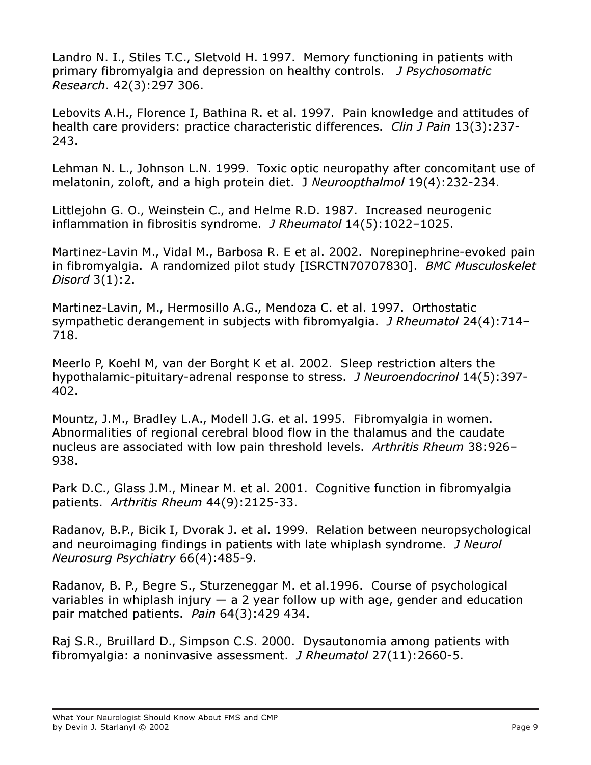Landro N. I., Stiles T.C., Sletvold H. 1997. Memory functioning in patients with primary fibromyalgia and depression on healthy controls. *J Psychosomatic Research*. 42(3):297 306.

Lebovits A.H., Florence I, Bathina R. et al. 1997. Pain knowledge and attitudes of health care providers: practice characteristic differences. *Clin J Pain* 13(3):237-243.

Lehman N. L., Johnson L.N. 1999. Toxic optic neuropathy after concomitant use of melatonin, zoloft, and a high protein diet. J *Neuroopthalmol* 19(4):232-234.

Littlejohn G. O., Weinstein C., and Helme R.D. 1987. Increased neurogenic inflammation in fibrositis syndrome. *J Rheumatol* 14(5):1022–1025.

Martinez-Lavin M., Vidal M., Barbosa R. E et al. 2002. Norepinephrine-evoked pain in fibromyalgia. A randomized pilot study [ISRCTN70707830]. *BMC Musculoskelet Disord* 3(1):2.

Martinez-Lavin, M., Hermosillo A.G., Mendoza C. et al. 1997. Orthostatic sympathetic derangement in subjects with fibromyalgia. *J Rheumatol* 24(4):714–718.

Meerlo P, Koehl M, van der Borght K et al. 2002. Sleep restriction alters the hypothalamic-pituitary-adrenal response to stress. *J Neuroendocrinol* 14(5):397-402.

Mountz, J.M., Bradley L.A., Modell J.G. et al. 1995. Fibromyalgia in women. Abnormalities of regional cerebral blood flow in the thalamus and the caudate nucleus are associated with low pain threshold levels. *Arthritis Rheum* 38:926–938.

Park D.C., Glass J.M., Minear M. et al. 2001. Cognitive function in fibromyalgia patients. *Arthritis Rheum* 44(9):2125-33.

Radanov, B.P., Bicik I, Dvorak J. et al. 1999. Relation between neuropsychological and neuroimaging findings in patients with late whiplash syndrome. *J Neurol Neurosurg Psychiatry* 66(4):485-9.

Radanov, B. P., Begre S., Sturzeneggar M. et al.1996. Course of psychological variables in whiplash injury — a 2 year follow up with age, gender and education pair matched patients. *Pain* 64(3):429 434.

Raj S.R., Bruillard D., Simpson C.S. 2000. Dysautonomia among patients with fibromyalgia: a noninvasive assessment. *J Rheumatol* 27(11):2660-5.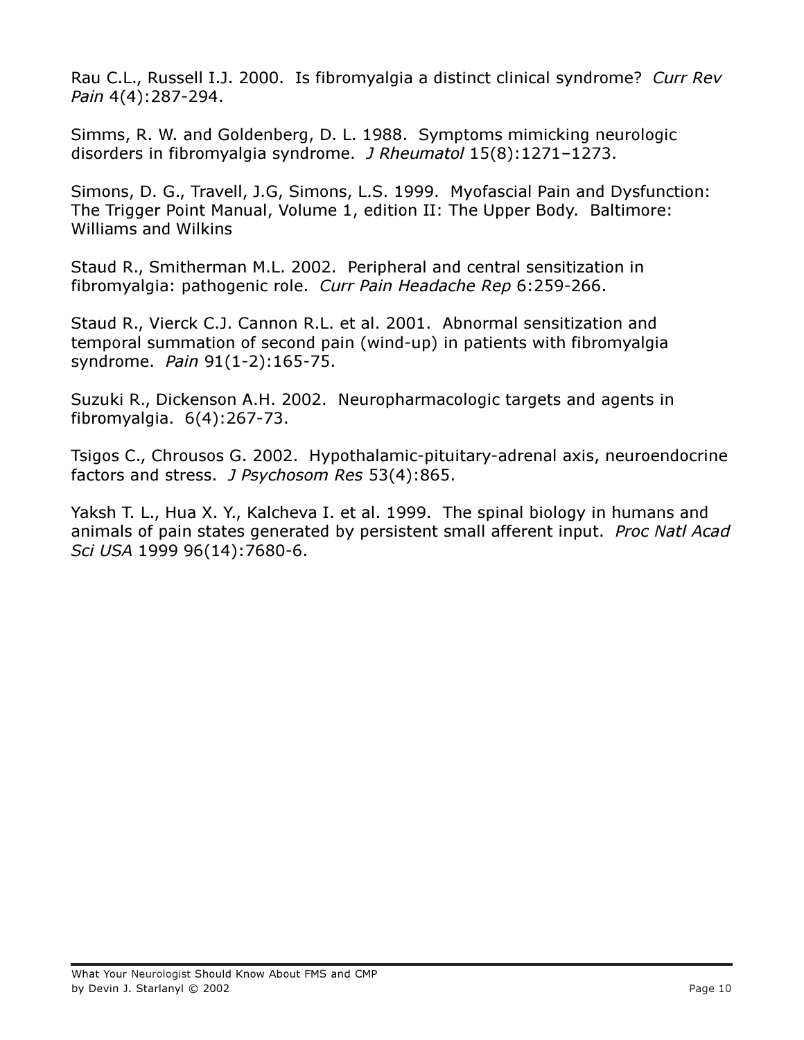Rau C.L., Russell I.J. 2000. Is fibromyalgia a distinct clinical syndrome? *Curr Rev Pain* 4(4):287-294.

Simms, R. W. and Goldenberg, D. L. 1988. Symptoms mimicking neurologic disorders in fibromyalgia syndrome. *J Rheumatol* 15(8):1271–1273.

Simons, D. G., Travell, J.G, Simons, L.S. 1999. Myofascial Pain and Dysfunction: The Trigger Point Manual, Volume 1, edition II: The Upper Body. Baltimore: Williams and Wilkins

Staud R., Smitherman M.L. 2002. Peripheral and central sensitization in fibromyalgia: pathogenic role. *Curr Pain Headache Rep* 6:259-266.

Staud R., Vierck C.J. Cannon R.L. et al. 2001. Abnormal sensitization and temporal summation of second pain (wind-up) in patients with fibromyalgia syndrome. *Pain* 91(1-2):165-75.

Suzuki R., Dickenson A.H. 2002. Neuropharmacologic targets and agents in fibromyalgia. 6(4):267-73.

Tsigos C., Chrousos G. 2002. Hypothalamic-pituitary-adrenal axis, neuroendocrine factors and stress. *J Psychosom Res* 53(4):865.

Yaksh T. L., Hua X. Y., Kalcheva I. et al. 1999. The spinal biology in humans and animals of pain states generated by persistent small afferent input. *Proc Natl Acad Sci USA* 1999 96(14):7680-6.